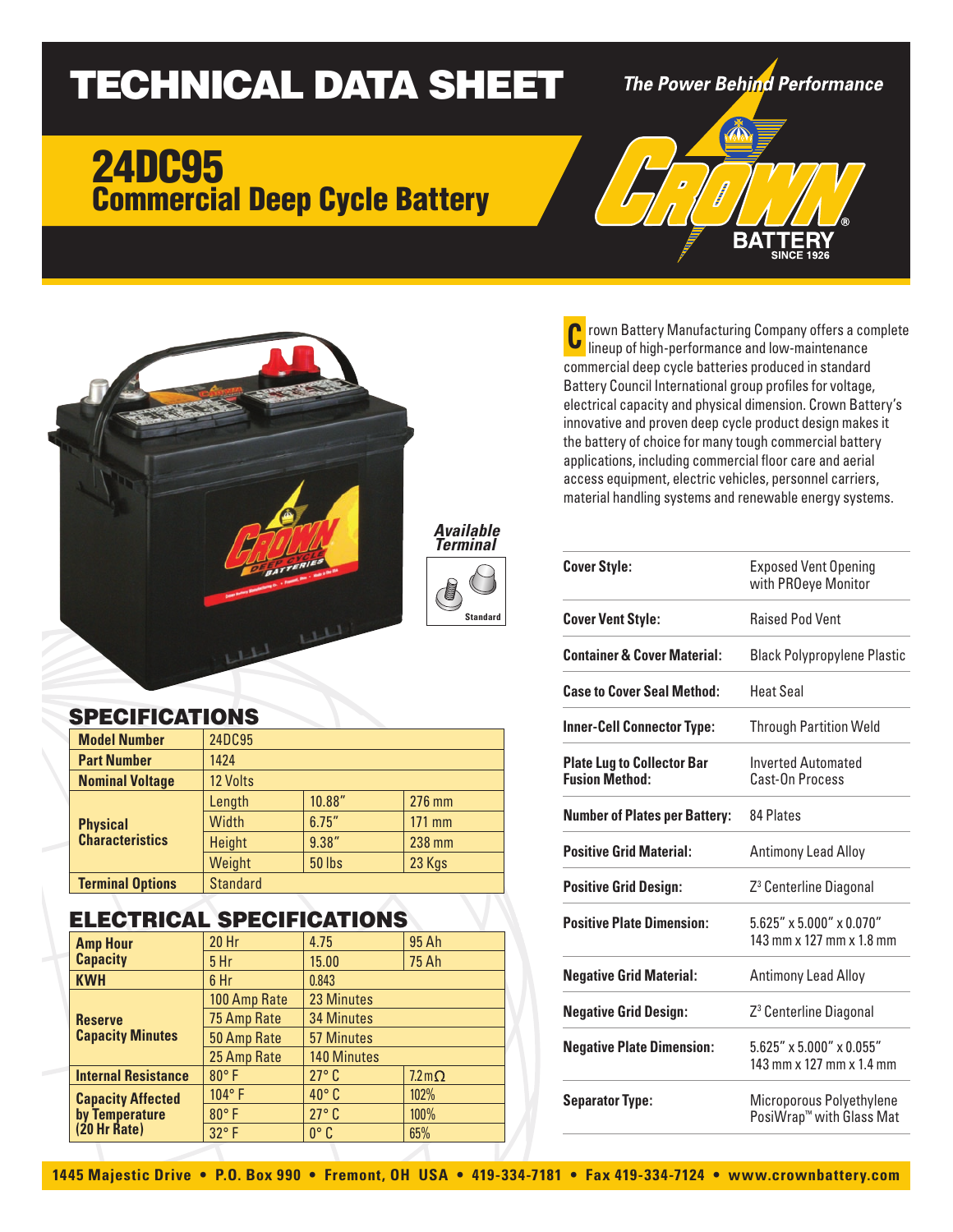# TECHNICAL DATA SHEET

*The Power Behind Performance*

## 24DC95
## Commercial Deep Cycle Battery

Crown Battery Manufacturing Company offers a complete lineup of high-performance and low-maintenance commercial deep cycle batteries produced in standard Battery Council International group profiles for voltage, electrical capacity and physical dimension. Crown Battery's innovative and proven deep cycle product design makes it the battery of choice for many tough commercial battery applications, including commercial floor care and aerial access equipment, electric vehicles, personnel carriers, material handling systems and renewable energy systems.

***Available Terminal***

Standard

| | |
|---|---|
| **Cover Style:** | Exposed Vent Opening with PROeye Monitor |
| **Cover Vent Style:** | Raised Pod Vent |
| **Container & Cover Material:** | Black Polypropylene Plastic |
| **Case to Cover Seal Method:** | Heat Seal |
| **Inner-Cell Connector Type:** | Through Partition Weld |
| **Plate Lug to Collector Bar Fusion Method:** | Inverted Automated Cast-On Process |
| **Number of Plates per Battery:** | 84 Plates |
| **Positive Grid Material:** | Antimony Lead Alloy |
| **Positive Grid Design:** | $Z^3$ Centerline Diagonal |
| **Positive Plate Dimension:** | 5.625" x 5.000" x 0.070" 143 mm x 127 mm x 1.8 mm |
| **Negative Grid Material:** | Antimony Lead Alloy |
| **Negative Grid Design:** | $Z^3$ Centerline Diagonal |
| **Negative Plate Dimension:** | 5.625" x 5.000" x 0.055" 143 mm x 127 mm x 1.4 mm |
| **Separator Type:** | Microporous Polyethylene PosiWrap™ with Glass Mat |

## SPECIFICATIONS

| | | | |
|---|---|---|---|
| **Model Number** | 24DC95 | | |
| **Part Number** | 1424 | | |
| **Nominal Voltage** | 12 Volts | | |
| **Physical Characteristics** | Length | 10.88" | 276 mm |
| | Width | 6.75" | 171 mm |
| | Height | 9.38" | 238 mm |
| | Weight | 50 lbs | 23 Kgs |
| **Terminal Options** | Standard | | |

## ELECTRICAL SPECIFICATIONS

| | | | |
|---|---|---|---|
| **Amp Hour Capacity** | 20 Hr | 4.75 | 95 Ah |
| | 5 Hr | 15.00 | 75 Ah |
| **KWH** | 6 Hr | 0.843 | |
| **Reserve Capacity Minutes** | 100 Amp Rate | 23 Minutes | |
| | 75 Amp Rate | 34 Minutes | |
| | 50 Amp Rate | 57 Minutes | |
| | 25 Amp Rate | 140 Minutes | |
| **Internal Resistance** | 80° F | 27° C | 7.2 mΩ |
| **Capacity Affected by Temperature (20 Hr Rate)** | 104° F | 40° C | 102% |
| | 80° F | 27° C | 100% |
| | 32° F | 0° C | 65% |

1445 Majestic Drive • P.O. Box 990 • Fremont, OH USA • 419-334-7181 • Fax 419-334-7124 • www.crownbattery.com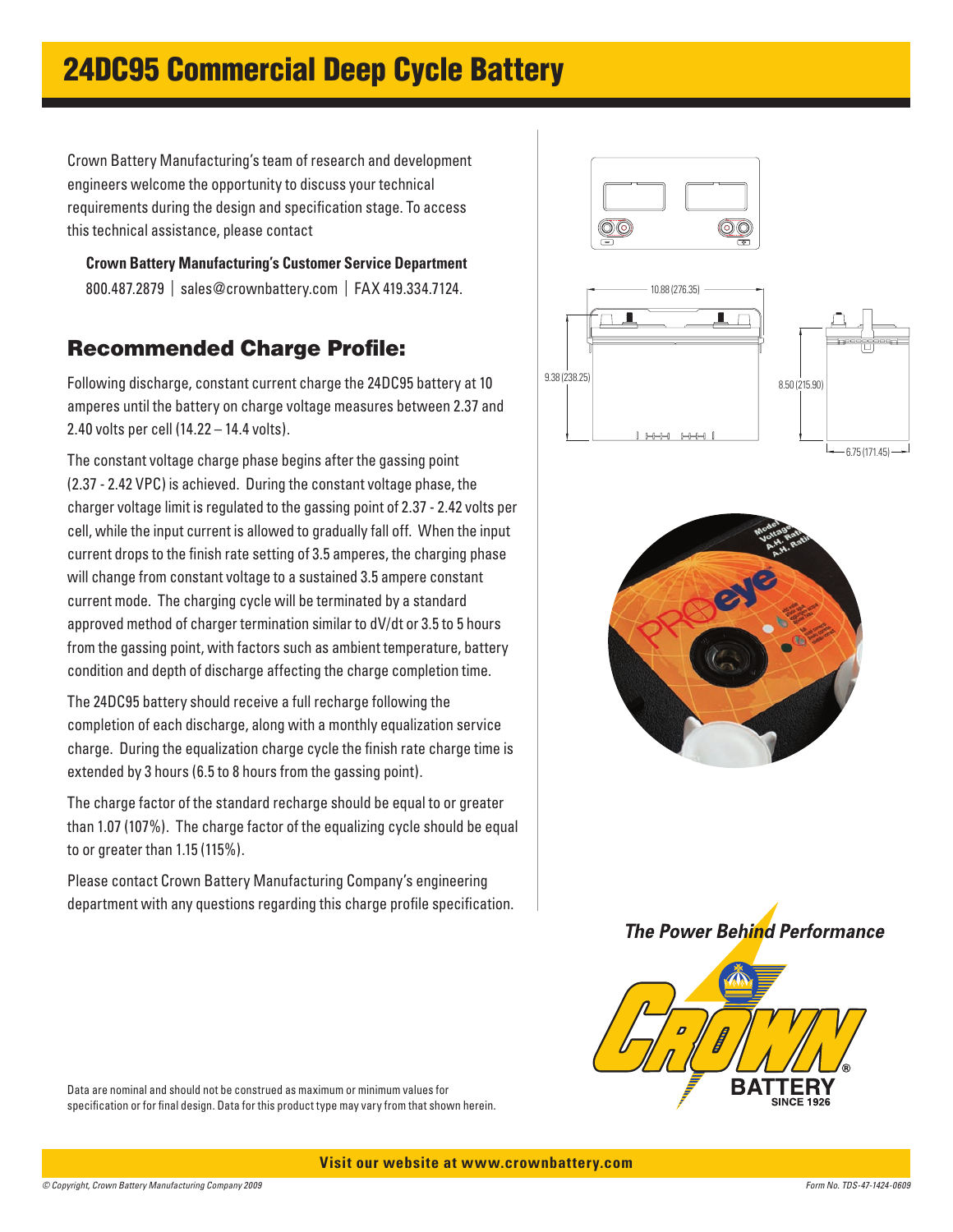# 24DC95 Commercial Deep Cycle Battery

Crown Battery Manufacturing's team of research and development engineers welcome the opportunity to discuss your technical requirements during the design and specification stage. To access this technical assistance, please contact

**Crown Battery Manufacturing's Customer Service Department**
800.487.2879 | sales@crownbattery.com | FAX 419.334.7124.

## Recommended Charge Profile:

Following discharge, constant current charge the 24DC95 battery at 10 amperes until the battery on charge voltage measures between 2.37 and 2.40 volts per cell (14.22 – 14.4 volts).

The constant voltage charge phase begins after the gassing point (2.37 - 2.42 VPC) is achieved. During the constant voltage phase, the charger voltage limit is regulated to the gassing point of 2.37 - 2.42 volts per cell, while the input current is allowed to gradually fall off. When the input current drops to the finish rate setting of 3.5 amperes, the charging phase will change from constant voltage to a sustained 3.5 ampere constant current mode. The charging cycle will be terminated by a standard approved method of charger termination similar to dV/dt or 3.5 to 5 hours from the gassing point, with factors such as ambient temperature, battery condition and depth of discharge affecting the charge completion time.

The 24DC95 battery should receive a full recharge following the completion of each discharge, along with a monthly equalization service charge. During the equalization charge cycle the finish rate charge time is extended by 3 hours (6.5 to 8 hours from the gassing point).

The charge factor of the standard recharge should be equal to or greater than 1.07 (107%). The charge factor of the equalizing cycle should be equal to or greater than 1.15 (115%).

Please contact Crown Battery Manufacturing Company's engineering department with any questions regarding this charge profile specification.

10.88 (276.35)
9.38 (238.25)
8.50 (215.90)
6.75 (171.45)

*The Power Behind Performance*

Data are nominal and should not be construed as maximum or minimum values for specification or for final design. Data for this product type may vary from that shown herein.

**Visit our website at www.crownbattery.com**

*© Copyright, Crown Battery Manufacturing Company 2009*

*Form No. TDS-47-1424-0609*